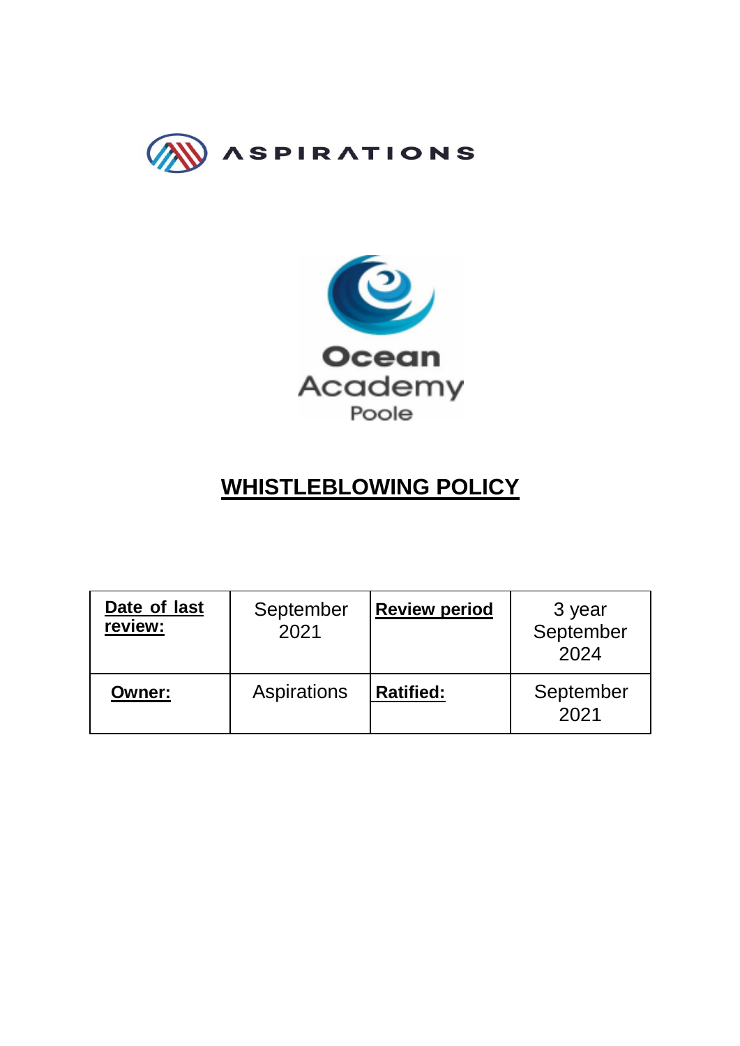ASPIRATIONS

Ocean Academy Poole

# WHISTLEBLOWING POLICY

| **Date of last review:** | September 2021 | **Review period** | 3 year September 2024 |
|---|---|---|---|
| **Owner:** | Aspirations | **Ratified:** | September 2021 |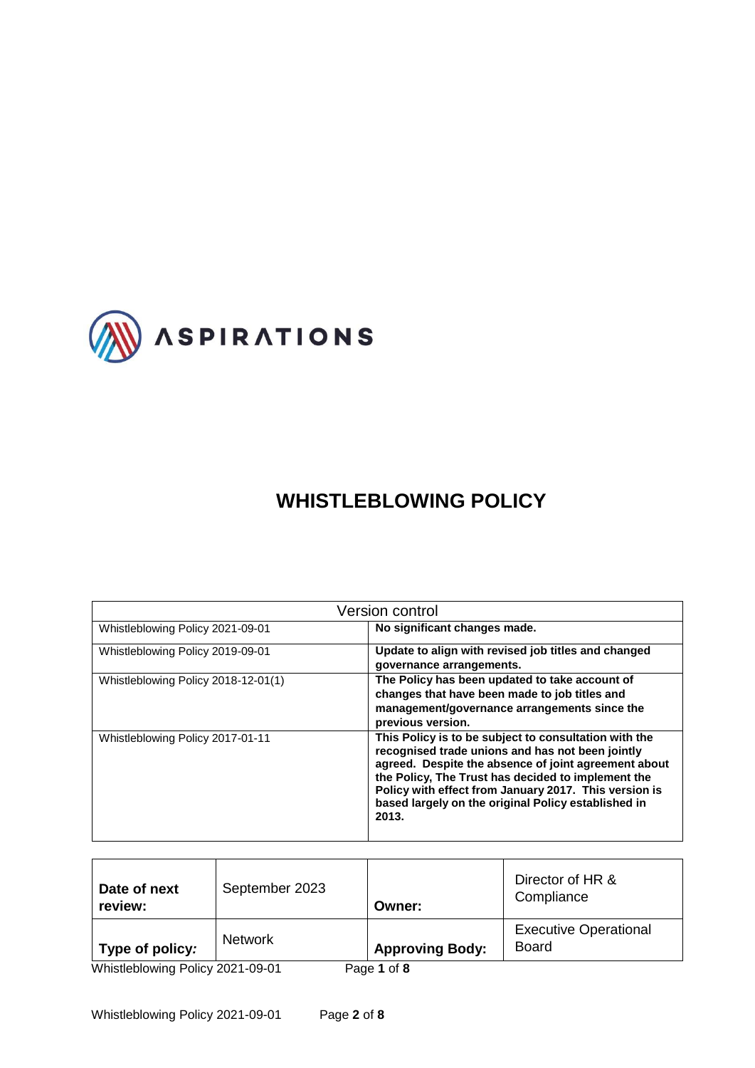ASPIRATIONS

# WHISTLEBLOWING POLICY

| Version control | |
|---|---|
| Whistleblowing Policy 2021-09-01 | **No significant changes made.** |
| Whistleblowing Policy 2019-09-01 | **Update to align with revised job titles and changed governance arrangements.** |
| Whistleblowing Policy 2018-12-01(1) | **The Policy has been updated to take account of changes that have been made to job titles and management/governance arrangements since the previous version.** |
| Whistleblowing Policy 2017-01-11 | **This Policy is to be subject to consultation with the recognised trade unions and has not been jointly agreed. Despite the absence of joint agreement about the Policy, The Trust has decided to implement the Policy with effect from January 2017. This version is based largely on the original Policy established in 2013.** |

| **Date of next review:** | September 2023 | **Owner:** | Director of HR & Compliance |
|---|---|---|---|
| **Type of policy:** | Network | **Approving Body:** | Executive Operational Board |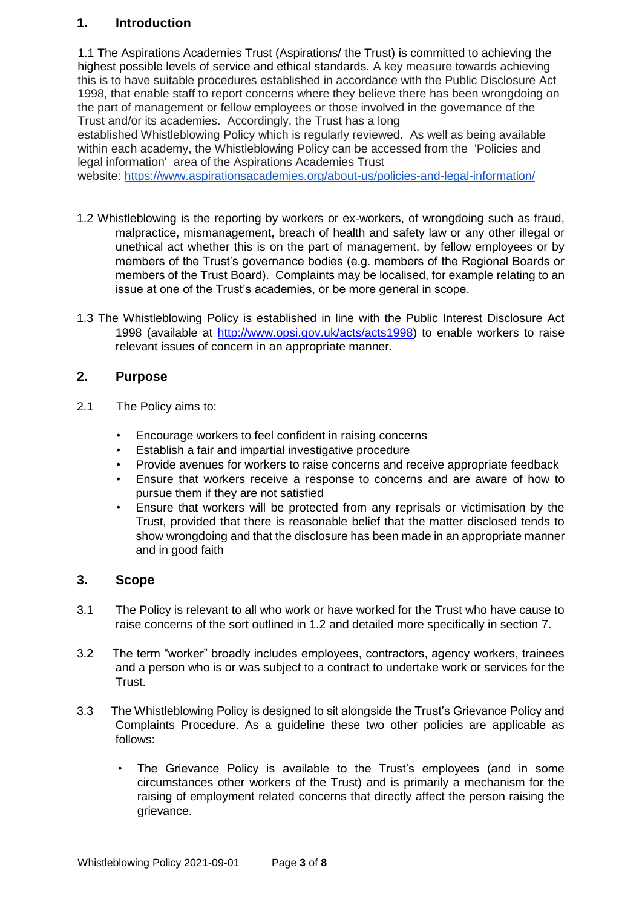## 1. Introduction

1.1 The Aspirations Academies Trust (Aspirations/ the Trust) is committed to achieving the highest possible levels of service and ethical standards. A key measure towards achieving this is to have suitable procedures established in accordance with the Public Disclosure Act 1998, that enable staff to report concerns where they believe there has been wrongdoing on the part of management or fellow employees or those involved in the governance of the Trust and/or its academies. Accordingly, the Trust has a long established Whistleblowing Policy which is regularly reviewed. As well as being available within each academy, the Whistleblowing Policy can be accessed from the 'Policies and legal information' area of the Aspirations Academies Trust website: https://www.aspirationsacademies.org/about-us/policies-and-legal-information/

1.2 Whistleblowing is the reporting by workers or ex-workers, of wrongdoing such as fraud, malpractice, mismanagement, breach of health and safety law or any other illegal or unethical act whether this is on the part of management, by fellow employees or by members of the Trust's governance bodies (e.g. members of the Regional Boards or members of the Trust Board). Complaints may be localised, for example relating to an issue at one of the Trust's academies, or be more general in scope.

1.3 The Whistleblowing Policy is established in line with the Public Interest Disclosure Act 1998 (available at http://www.opsi.gov.uk/acts/acts1998) to enable workers to raise relevant issues of concern in an appropriate manner.

## 2. Purpose

2.1 The Policy aims to:

- Encourage workers to feel confident in raising concerns
- Establish a fair and impartial investigative procedure
- Provide avenues for workers to raise concerns and receive appropriate feedback
- Ensure that workers receive a response to concerns and are aware of how to pursue them if they are not satisfied
- Ensure that workers will be protected from any reprisals or victimisation by the Trust, provided that there is reasonable belief that the matter disclosed tends to show wrongdoing and that the disclosure has been made in an appropriate manner and in good faith

## 3. Scope

3.1 The Policy is relevant to all who work or have worked for the Trust who have cause to raise concerns of the sort outlined in 1.2 and detailed more specifically in section 7.

3.2 The term "worker" broadly includes employees, contractors, agency workers, trainees and a person who is or was subject to a contract to undertake work or services for the Trust.

3.3 The Whistleblowing Policy is designed to sit alongside the Trust's Grievance Policy and Complaints Procedure. As a guideline these two other policies are applicable as follows:

- The Grievance Policy is available to the Trust's employees (and in some circumstances other workers of the Trust) and is primarily a mechanism for the raising of employment related concerns that directly affect the person raising the grievance.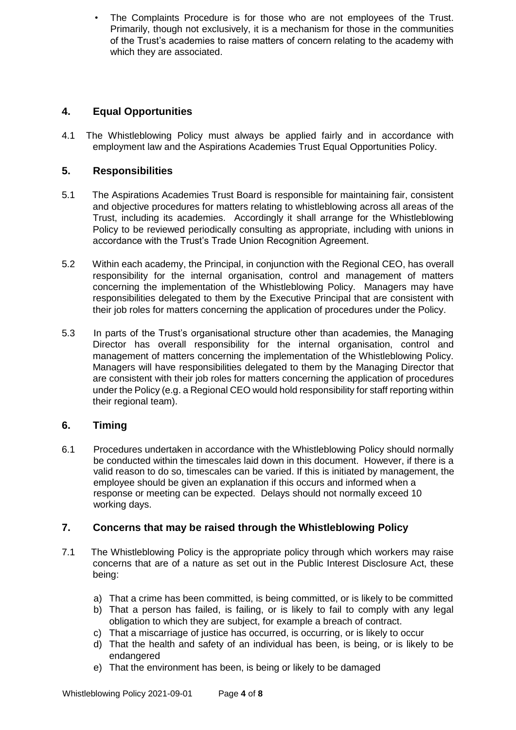- The Complaints Procedure is for those who are not employees of the Trust. Primarily, though not exclusively, it is a mechanism for those in the communities of the Trust's academies to raise matters of concern relating to the academy with which they are associated.

## 4. Equal Opportunities

4.1 The Whistleblowing Policy must always be applied fairly and in accordance with employment law and the Aspirations Academies Trust Equal Opportunities Policy.

## 5. Responsibilities

5.1 The Aspirations Academies Trust Board is responsible for maintaining fair, consistent and objective procedures for matters relating to whistleblowing across all areas of the Trust, including its academies. Accordingly it shall arrange for the Whistleblowing Policy to be reviewed periodically consulting as appropriate, including with unions in accordance with the Trust's Trade Union Recognition Agreement.

5.2 Within each academy, the Principal, in conjunction with the Regional CEO, has overall responsibility for the internal organisation, control and management of matters concerning the implementation of the Whistleblowing Policy. Managers may have responsibilities delegated to them by the Executive Principal that are consistent with their job roles for matters concerning the application of procedures under the Policy.

5.3 In parts of the Trust's organisational structure other than academies, the Managing Director has overall responsibility for the internal organisation, control and management of matters concerning the implementation of the Whistleblowing Policy. Managers will have responsibilities delegated to them by the Managing Director that are consistent with their job roles for matters concerning the application of procedures under the Policy (e.g. a Regional CEO would hold responsibility for staff reporting within their regional team).

## 6. Timing

6.1 Procedures undertaken in accordance with the Whistleblowing Policy should normally be conducted within the timescales laid down in this document. However, if there is a valid reason to do so, timescales can be varied. If this is initiated by management, the employee should be given an explanation if this occurs and informed when a response or meeting can be expected. Delays should not normally exceed 10 working days.

## 7. Concerns that may be raised through the Whistleblowing Policy

7.1 The Whistleblowing Policy is the appropriate policy through which workers may raise concerns that are of a nature as set out in the Public Interest Disclosure Act, these being:

a) That a crime has been committed, is being committed, or is likely to be committed
b) That a person has failed, is failing, or is likely to fail to comply with any legal obligation to which they are subject, for example a breach of contract.
c) That a miscarriage of justice has occurred, is occurring, or is likely to occur
d) That the health and safety of an individual has been, is being, or is likely to be endangered
e) That the environment has been, is being or likely to be damaged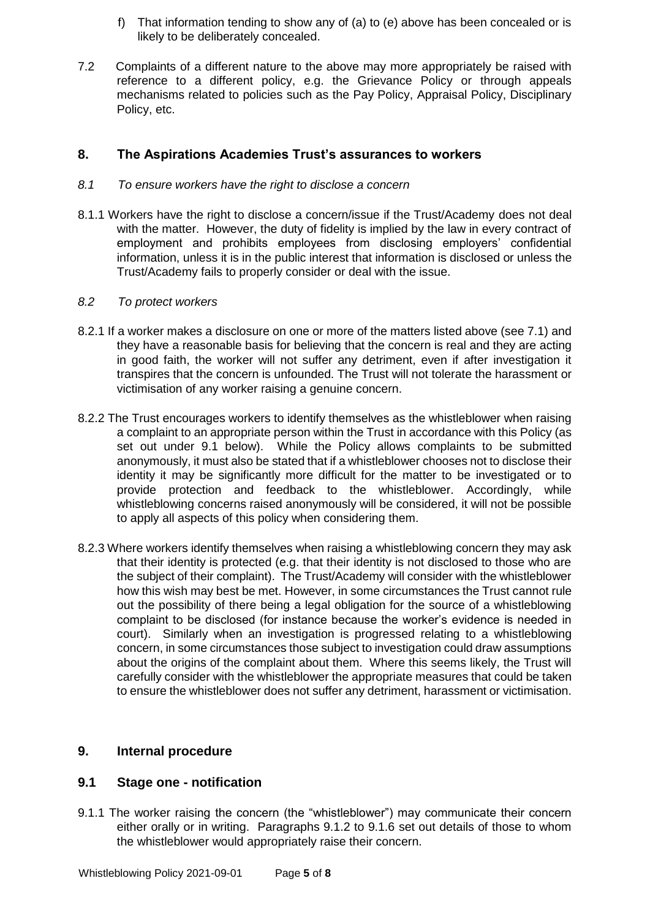f) That information tending to show any of (a) to (e) above has been concealed or is likely to be deliberately concealed.

7.2 Complaints of a different nature to the above may more appropriately be raised with reference to a different policy, e.g. the Grievance Policy or through appeals mechanisms related to policies such as the Pay Policy, Appraisal Policy, Disciplinary Policy, etc.

## 8. The Aspirations Academies Trust's assurances to workers

*8.1 To ensure workers have the right to disclose a concern*

8.1.1 Workers have the right to disclose a concern/issue if the Trust/Academy does not deal with the matter. However, the duty of fidelity is implied by the law in every contract of employment and prohibits employees from disclosing employers' confidential information, unless it is in the public interest that information is disclosed or unless the Trust/Academy fails to properly consider or deal with the issue.

*8.2 To protect workers*

8.2.1 If a worker makes a disclosure on one or more of the matters listed above (see 7.1) and they have a reasonable basis for believing that the concern is real and they are acting in good faith, the worker will not suffer any detriment, even if after investigation it transpires that the concern is unfounded. The Trust will not tolerate the harassment or victimisation of any worker raising a genuine concern.

8.2.2 The Trust encourages workers to identify themselves as the whistleblower when raising a complaint to an appropriate person within the Trust in accordance with this Policy (as set out under 9.1 below). While the Policy allows complaints to be submitted anonymously, it must also be stated that if a whistleblower chooses not to disclose their identity it may be significantly more difficult for the matter to be investigated or to provide protection and feedback to the whistleblower. Accordingly, while whistleblowing concerns raised anonymously will be considered, it will not be possible to apply all aspects of this policy when considering them.

8.2.3 Where workers identify themselves when raising a whistleblowing concern they may ask that their identity is protected (e.g. that their identity is not disclosed to those who are the subject of their complaint). The Trust/Academy will consider with the whistleblower how this wish may best be met. However, in some circumstances the Trust cannot rule out the possibility of there being a legal obligation for the source of a whistleblowing complaint to be disclosed (for instance because the worker's evidence is needed in court). Similarly when an investigation is progressed relating to a whistleblowing concern, in some circumstances those subject to investigation could draw assumptions about the origins of the complaint about them. Where this seems likely, the Trust will carefully consider with the whistleblower the appropriate measures that could be taken to ensure the whistleblower does not suffer any detriment, harassment or victimisation.

## 9. Internal procedure

### 9.1 Stage one - notification

9.1.1 The worker raising the concern (the "whistleblower") may communicate their concern either orally or in writing. Paragraphs 9.1.2 to 9.1.6 set out details of those to whom the whistleblower would appropriately raise their concern.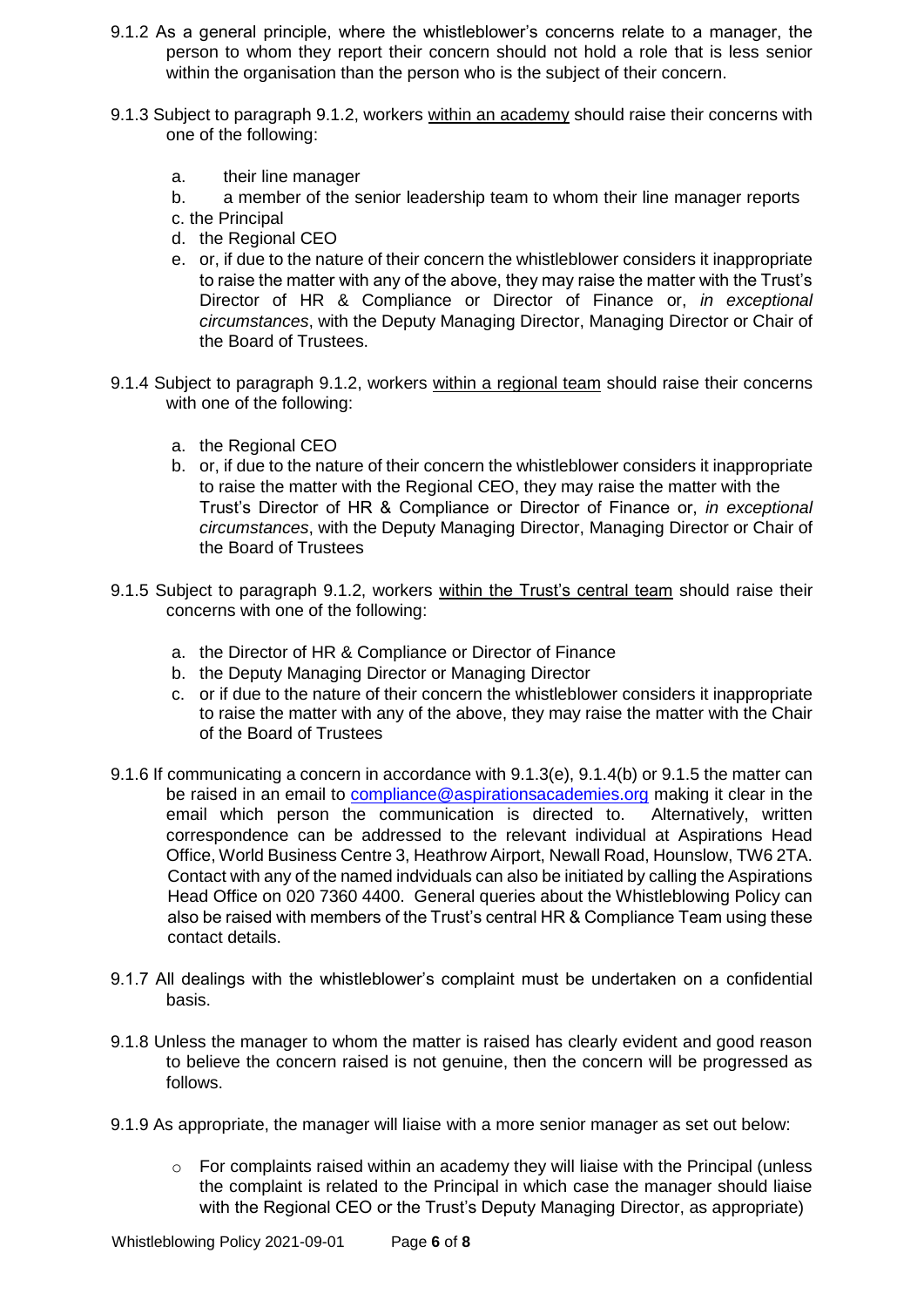9.1.2 As a general principle, where the whistleblower's concerns relate to a manager, the person to whom they report their concern should not hold a role that is less senior within the organisation than the person who is the subject of their concern.

9.1.3 Subject to paragraph 9.1.2, workers <u>within an academy</u> should raise their concerns with one of the following:

a. their line manager
b. a member of the senior leadership team to whom their line manager reports
c. the Principal
d. the Regional CEO
e. or, if due to the nature of their concern the whistleblower considers it inappropriate to raise the matter with any of the above, they may raise the matter with the Trust's Director of HR & Compliance or Director of Finance or, *in exceptional circumstances*, with the Deputy Managing Director, Managing Director or Chair of the Board of Trustees.

9.1.4 Subject to paragraph 9.1.2, workers <u>within a regional team</u> should raise their concerns with one of the following:

a. the Regional CEO
b. or, if due to the nature of their concern the whistleblower considers it inappropriate to raise the matter with the Regional CEO, they may raise the matter with the Trust's Director of HR & Compliance or Director of Finance or, *in exceptional circumstances*, with the Deputy Managing Director, Managing Director or Chair of the Board of Trustees

9.1.5 Subject to paragraph 9.1.2, workers <u>within the Trust's central team</u> should raise their concerns with one of the following:

a. the Director of HR & Compliance or Director of Finance
b. the Deputy Managing Director or Managing Director
c. or if due to the nature of their concern the whistleblower considers it inappropriate to raise the matter with any of the above, they may raise the matter with the Chair of the Board of Trustees

9.1.6 If communicating a concern in accordance with 9.1.3(e), 9.1.4(b) or 9.1.5 the matter can be raised in an email to [compliance@aspirationsacademies.org](mailto:compliance@aspirationsacademies.org) making it clear in the email which person the communication is directed to. Alternatively, written correspondence can be addressed to the relevant individual at Aspirations Head Office, World Business Centre 3, Heathrow Airport, Newall Road, Hounslow, TW6 2TA. Contact with any of the named indviduals can also be initiated by calling the Aspirations Head Office on 020 7360 4400. General queries about the Whistleblowing Policy can also be raised with members of the Trust's central HR & Compliance Team using these contact details.

9.1.7 All dealings with the whistleblower's complaint must be undertaken on a confidential basis.

9.1.8 Unless the manager to whom the matter is raised has clearly evident and good reason to believe the concern raised is not genuine, then the concern will be progressed as follows.

9.1.9 As appropriate, the manager will liaise with a more senior manager as set out below:

- For complaints raised within an academy they will liaise with the Principal (unless the complaint is related to the Principal in which case the manager should liaise with the Regional CEO or the Trust's Deputy Managing Director, as appropriate)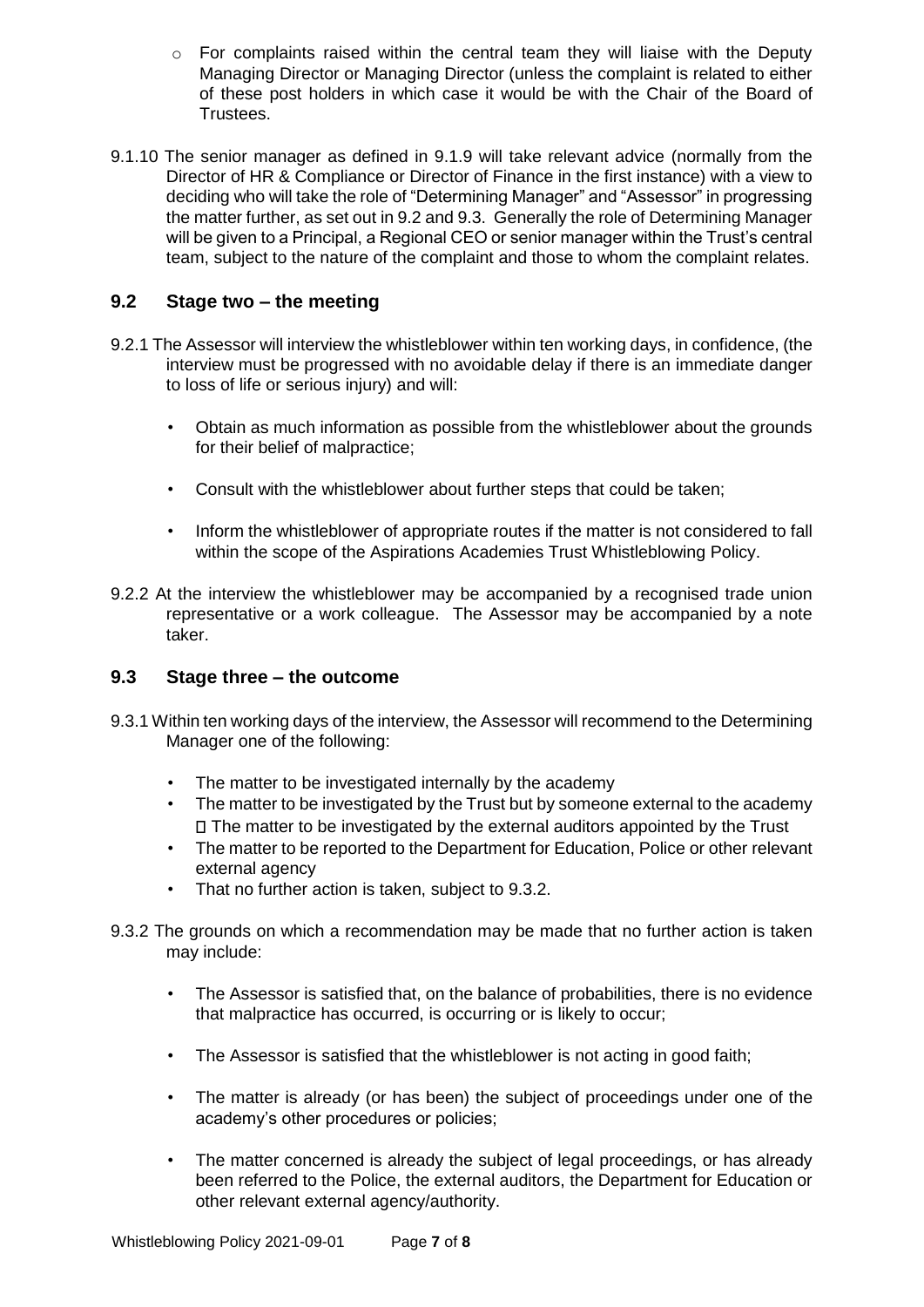- For complaints raised within the central team they will liaise with the Deputy Managing Director or Managing Director (unless the complaint is related to either of these post holders in which case it would be with the Chair of the Board of Trustees.

9.1.10 The senior manager as defined in 9.1.9 will take relevant advice (normally from the Director of HR & Compliance or Director of Finance in the first instance) with a view to deciding who will take the role of "Determining Manager" and "Assessor" in progressing the matter further, as set out in 9.2 and 9.3. Generally the role of Determining Manager will be given to a Principal, a Regional CEO or senior manager within the Trust's central team, subject to the nature of the complaint and those to whom the complaint relates.

## 9.2 Stage two – the meeting

9.2.1 The Assessor will interview the whistleblower within ten working days, in confidence, (the interview must be progressed with no avoidable delay if there is an immediate danger to loss of life or serious injury) and will:

- Obtain as much information as possible from the whistleblower about the grounds for their belief of malpractice;
- Consult with the whistleblower about further steps that could be taken;
- Inform the whistleblower of appropriate routes if the matter is not considered to fall within the scope of the Aspirations Academies Trust Whistleblowing Policy.

9.2.2 At the interview the whistleblower may be accompanied by a recognised trade union representative or a work colleague. The Assessor may be accompanied by a note taker.

## 9.3 Stage three – the outcome

9.3.1 Within ten working days of the interview, the Assessor will recommend to the Determining Manager one of the following:

- The matter to be investigated internally by the academy
- The matter to be investigated by the Trust but by someone external to the academy
- The matter to be investigated by the external auditors appointed by the Trust
- The matter to be reported to the Department for Education, Police or other relevant external agency
- That no further action is taken, subject to 9.3.2.

9.3.2 The grounds on which a recommendation may be made that no further action is taken may include:

- The Assessor is satisfied that, on the balance of probabilities, there is no evidence that malpractice has occurred, is occurring or is likely to occur;
- The Assessor is satisfied that the whistleblower is not acting in good faith;
- The matter is already (or has been) the subject of proceedings under one of the academy's other procedures or policies;
- The matter concerned is already the subject of legal proceedings, or has already been referred to the Police, the external auditors, the Department for Education or other relevant external agency/authority.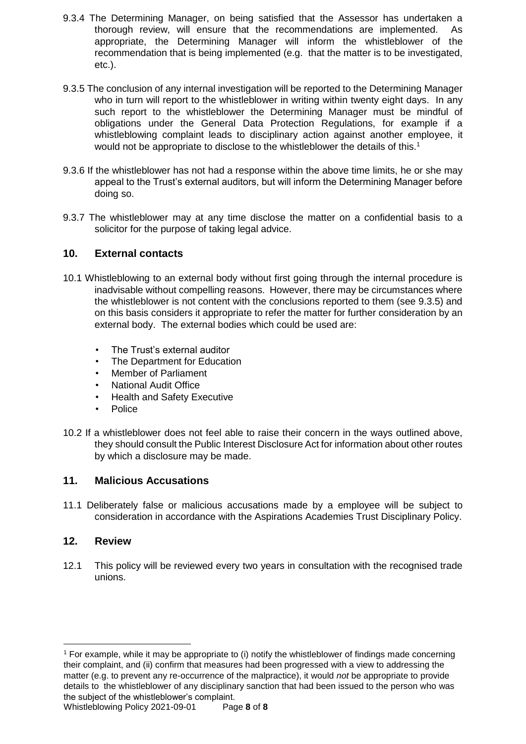9.3.4 The Determining Manager, on being satisfied that the Assessor has undertaken a thorough review, will ensure that the recommendations are implemented. As appropriate, the Determining Manager will inform the whistleblower of the recommendation that is being implemented (e.g. that the matter is to be investigated, etc.).

9.3.5 The conclusion of any internal investigation will be reported to the Determining Manager who in turn will report to the whistleblower in writing within twenty eight days. In any such report to the whistleblower the Determining Manager must be mindful of obligations under the General Data Protection Regulations, for example if a whistleblowing complaint leads to disciplinary action against another employee, it would not be appropriate to disclose to the whistleblower the details of this.[1]

9.3.6 If the whistleblower has not had a response within the above time limits, he or she may appeal to the Trust's external auditors, but will inform the Determining Manager before doing so.

9.3.7 The whistleblower may at any time disclose the matter on a confidential basis to a solicitor for the purpose of taking legal advice.

## 10. External contacts

10.1 Whistleblowing to an external body without first going through the internal procedure is inadvisable without compelling reasons. However, there may be circumstances where the whistleblower is not content with the conclusions reported to them (see 9.3.5) and on this basis considers it appropriate to refer the matter for further consideration by an external body. The external bodies which could be used are:

- The Trust's external auditor
- The Department for Education
- Member of Parliament
- National Audit Office
- Health and Safety Executive
- Police

10.2 If a whistleblower does not feel able to raise their concern in the ways outlined above, they should consult the Public Interest Disclosure Act for information about other routes by which a disclosure may be made.

## 11. Malicious Accusations

11.1 Deliberately false or malicious accusations made by a employee will be subject to consideration in accordance with the Aspirations Academies Trust Disciplinary Policy.

## 12. Review

12.1 This policy will be reviewed every two years in consultation with the recognised trade unions.

---

[1] For example, while it may be appropriate to (i) notify the whistleblower of findings made concerning their complaint, and (ii) confirm that measures had been progressed with a view to addressing the matter (e.g. to prevent any re-occurrence of the malpractice), it would *not* be appropriate to provide details to the whistleblower of any disciplinary sanction that had been issued to the person who was the subject of the whistleblower's complaint.